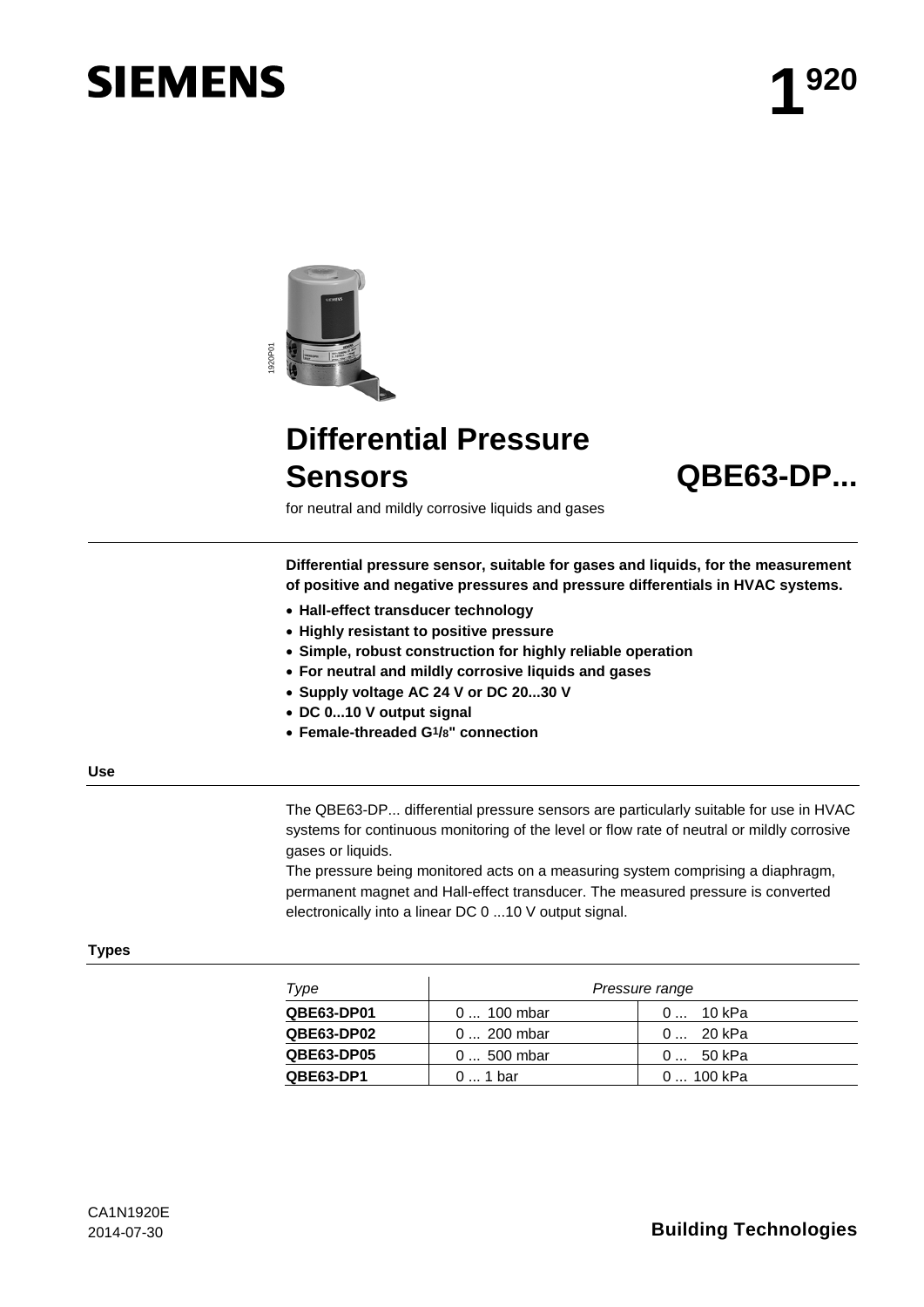# SIEMENS

**1920**

# Differential Pressure Sensors

## QBE63-DP...

for neutral and mildly corrosive liquids and gases

**Differential pressure sensor, suitable for gases and liquids, for the measurement of positive and negative pressures and pressure differentials in HVAC systems.**

- **Hall-effect transducer technology**
- **Highly resistant to positive pressure**
- **Simple, robust construction for highly reliable operation**
- **For neutral and mildly corrosive liquids and gases**
- **Supply voltage AC 24 V or DC 20...30 V**
- **DC 0...10 V output signal**
- **Female-threaded G1/8" connection**

### Use

The QBE63-DP... differential pressure sensors are particularly suitable for use in HVAC systems for continuous monitoring of the level or flow rate of neutral or mildly corrosive gases or liquids.
The pressure being monitored acts on a measuring system comprising a diaphragm, permanent magnet and Hall-effect transducer. The measured pressure is converted electronically into a linear DC 0 ...10 V output signal.

### Types

| *Type* | *Pressure range* | |
|---|---|---|
| **QBE63-DP01** | 0 ... 100 mbar | 0 ... 10 kPa |
| **QBE63-DP02** | 0 ... 200 mbar | 0 ... 20 kPa |
| **QBE63-DP05** | 0 ... 500 mbar | 0 ... 50 kPa |
| **QBE63-DP1** | 0 ... 1 bar | 0 ... 100 kPa |

CA1N1920E
2014-07-30

**Building Technologies**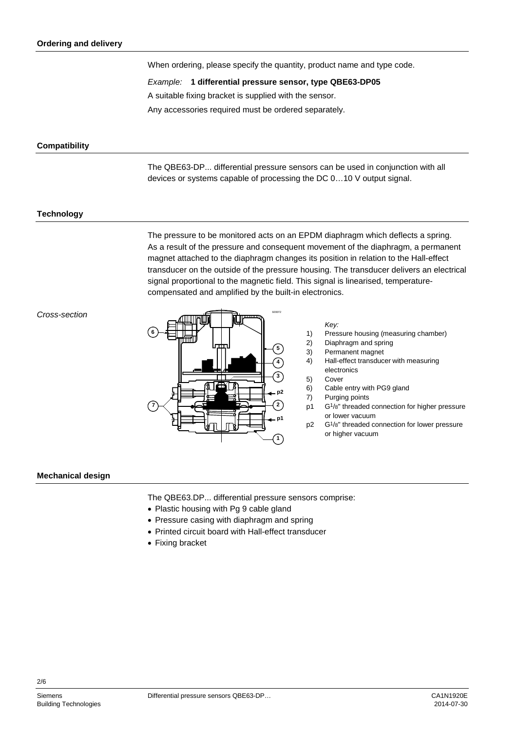## Ordering and delivery

When ordering, please specify the quantity, product name and type code.

*Example:* **1 differential pressure sensor, type QBE63-DP05**

A suitable fixing bracket is supplied with the sensor.

Any accessories required must be ordered separately.

## Compatibility

The QBE63-DP... differential pressure sensors can be used in conjunction with all devices or systems capable of processing the DC 0…10 V output signal.

## Technology

The pressure to be monitored acts on an EPDM diaphragm which deflects a spring. As a result of the pressure and consequent movement of the diaphragm, a permanent magnet attached to the diaphragm changes its position in relation to the Hall-effect transducer on the outside of the pressure housing. The transducer delivers an electrical signal proportional to the magnetic field. This signal is linearised, temperature-compensated and amplified by the built-in electronics.

*Cross-section*

*Key:*

1) Pressure housing (measuring chamber)
2) Diaphragm and spring
3) Permanent magnet
4) Hall-effect transducer with measuring electronics
5) Cover
6) Cable entry with PG9 gland
7) Purging points

p1 G1/8" threaded connection for higher pressure or lower vacuum

p2 G1/8" threaded connection for lower pressure or higher vacuum

## Mechanical design

The QBE63.DP... differential pressure sensors comprise:

- Plastic housing with Pg 9 cable gland
- Pressure casing with diaphragm and spring
- Printed circuit board with Hall-effect transducer
- Fixing bracket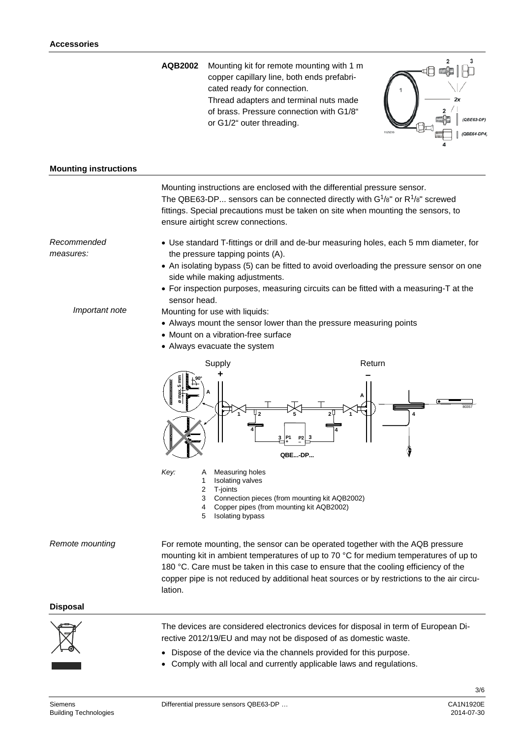## Accessories

**AQB2002** Mounting kit for remote mounting with 1 m copper capillary line, both ends prefabricated ready for connection. Thread adapters and terminal nuts made of brass. Pressure connection with G1/8“ or G1/2“ outer threading.

## Mounting instructions

Mounting instructions are enclosed with the differential pressure sensor. The QBE63-DP... sensors can be connected directly with G1/8" or R1/8" screwed fittings. Special precautions must be taken on site when mounting the sensors, to ensure airtight screw connections.

*Recommended measures:*

- Use standard T-fittings or drill and de-bur measuring holes, each 5 mm diameter, for the pressure tapping points (A).
- An isolating bypass (5) can be fitted to avoid overloading the pressure sensor on one side while making adjustments.
- For inspection purposes, measuring circuits can be fitted with a measuring-T at the sensor head.

*Important note*

Mounting for use with liquids:

- Always mount the sensor lower than the pressure measuring points
- Mount on a vibration-free surface
- Always evacuate the system

*Key:*

- A Measuring holes
- 1 Isolating valves
- 2 T-joints
- 3 Connection pieces (from mounting kit AQB2002)
- 4 Copper pipes (from mounting kit AQB2002)
- 5 Isolating bypass

*Remote mounting*

For remote mounting, the sensor can be operated together with the AQB pressure mounting kit in ambient temperatures of up to 70 °C for medium temperatures of up to 180 °C. Care must be taken in this case to ensure that the cooling efficiency of the copper pipe is not reduced by additional heat sources or by restrictions to the air circulation.

## Disposal

The devices are considered electronics devices for disposal in term of European Directive 2012/19/EU and may not be disposed of as domestic waste.

- Dispose of the device via the channels provided for this purpose.
- Comply with all local and currently applicable laws and regulations.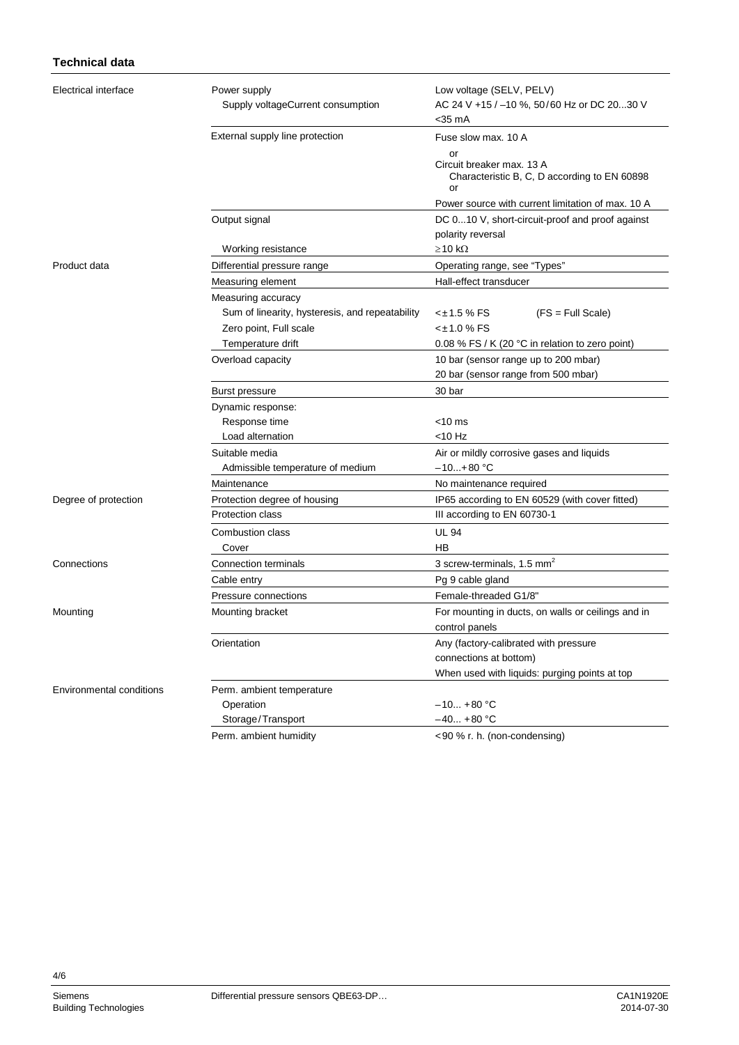## Technical data

| | | |
|---|---|---|
| Electrical interface | Power supply | Low voltage (SELV, PELV) |
| | Supply voltageCurrent consumption | AC 24 V +15 / –10 %, 50/60 Hz or DC 20...30 V <35 mA |
| | External supply line protection | Fuse slow max. 10 A or Circuit breaker max. 13 A Characteristic B, C, D according to EN 60898 or Power source with current limitation of max. 10 A |
| | Output signal | DC 0...10 V, short-circuit-proof and proof against polarity reversal |
| | Working resistance | ≥10 kΩ |
| Product data | Differential pressure range | Operating range, see "Types" |
| | Measuring element | Hall-effect transducer |
| | Measuring accuracy | |
| | Sum of linearity, hysteresis, and repeatability | <±1.5 % FS (FS = Full Scale) |
| | Zero point, Full scale | <±1.0 % FS |
| | Temperature drift | 0.08 % FS / K (20 °C in relation to zero point) |
| | Overload capacity | 10 bar (sensor range up to 200 mbar) 20 bar (sensor range from 500 mbar) |
| | Burst pressure | 30 bar |
| | Dynamic response: | |
| | Response time | <10 ms |
| | Load alternation | <10 Hz |
| | Suitable media | Air or mildly corrosive gases and liquids |
| | Admissible temperature of medium | –10...+80 °C |
| | Maintenance | No maintenance required |
| Degree of protection | Protection degree of housing | IP65 according to EN 60529 (with cover fitted) |
| | Protection class | III according to EN 60730-1 |
| | Combustion class | UL 94 |
| | Cover | HB |
| Connections | Connection terminals | 3 screw-terminals, 1.5 mm² |
| | Cable entry | Pg 9 cable gland |
| | Pressure connections | Female-threaded G1/8" |
| Mounting | Mounting bracket | For mounting in ducts, on walls or ceilings and in control panels |
| | Orientation | Any (factory-calibrated with pressure connections at bottom) When used with liquids: purging points at top |
| Environmental conditions | Perm. ambient temperature | |
| | Operation | –10... +80 °C |
| | Storage/Transport | –40... +80 °C |
| | Perm. ambient humidity | <90 % r. h. (non-condensing) |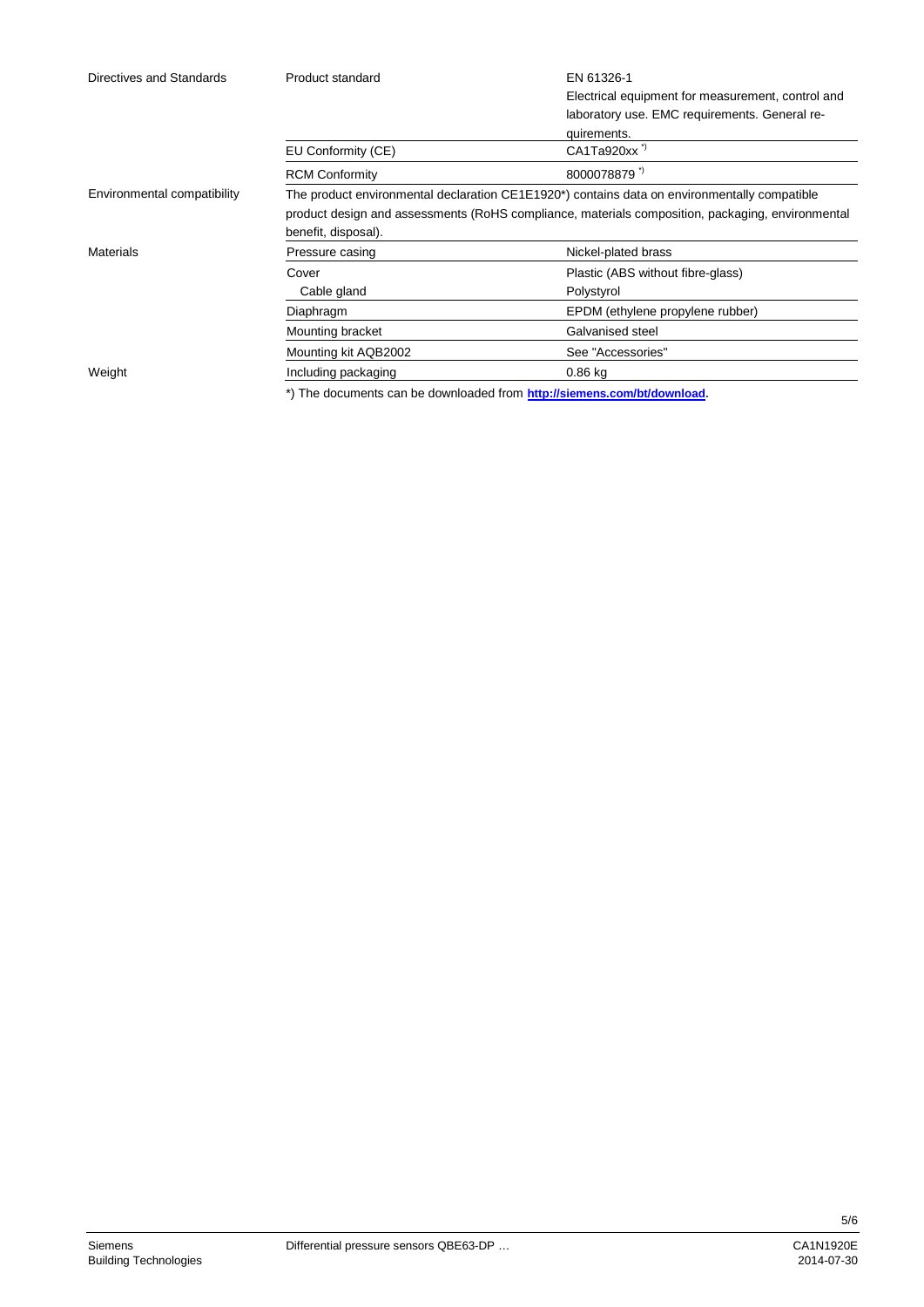| | | |
|---|---|---|
| Directives and Standards | Product standard | EN 61326-1<br>Electrical equipment for measurement, control and laboratory use. EMC requirements. General requirements. |
| | EU Conformity (CE) | CA1Ta920xx *) |
| | RCM Conformity | 8000078879 *) |
| Environmental compatibility | The product environmental declaration CE1E1920*) contains data on environmentally compatible product design and assessments (RoHS compliance, materials composition, packaging, environmental benefit, disposal). | |
| Materials | Pressure casing | Nickel-plated brass |
| | Cover | Plastic (ABS without fibre-glass) |
| | Cable gland | Polystyrol |
| | Diaphragm | EPDM (ethylene propylene rubber) |
| | Mounting bracket | Galvanised steel |
| | Mounting kit AQB2002 | See "Accessories" |
| Weight | Including packaging | 0.86 kg |

*) The documents can be downloaded from **http://siemens.com/bt/download**.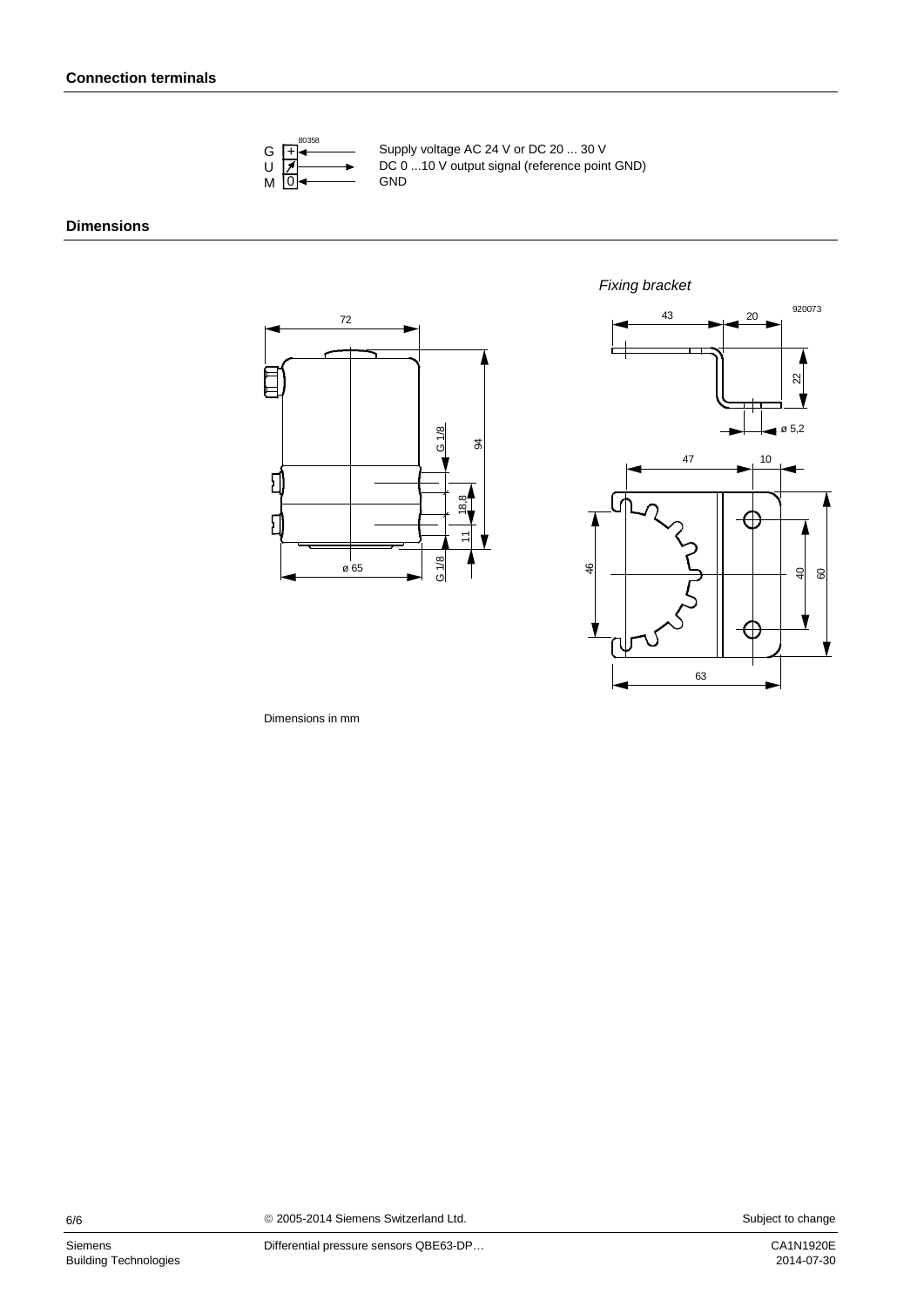## Connection terminals

80358

G + Supply voltage AC 24 V or DC 20 ... 30 V

U DC 0 ...10 V output signal (reference point GND)

M 0 GND

## Dimensions

72

94

G 1/8

18,8

11

G 1/8

ø 65

*Fixing bracket*

920073

43

20

22

ø 5,2

47

10

46

40

60

63

Dimensions in mm